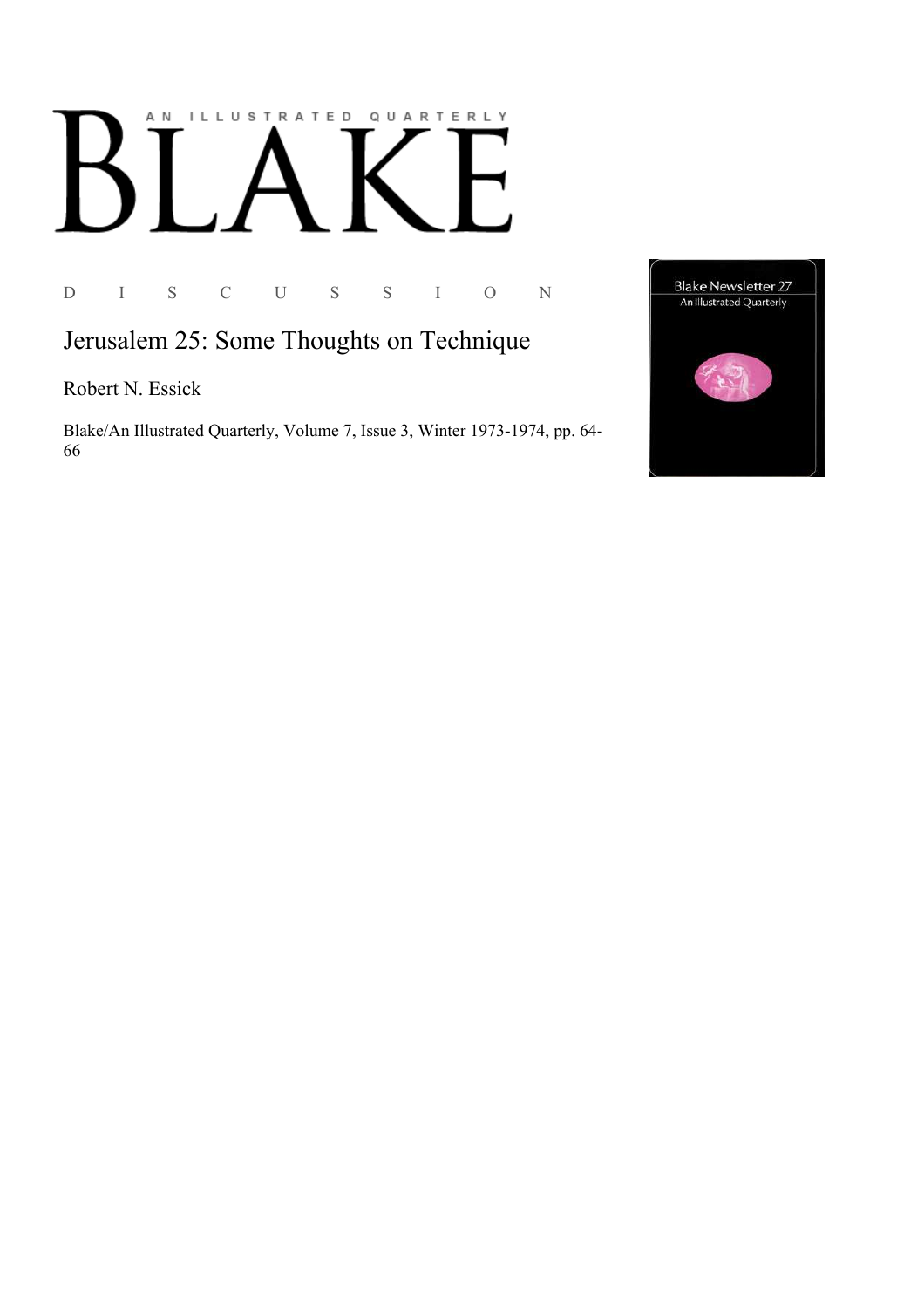AN ILLUSTRATED QUARTERLY

# BLAKE

D I S C U S S I O N

## Jerusalem 25: Some Thoughts on Technique

Robert N. Essick

Blake/An Illustrated Quarterly, Volume 7, Issue 3, Winter 1973-1974, pp. 64-66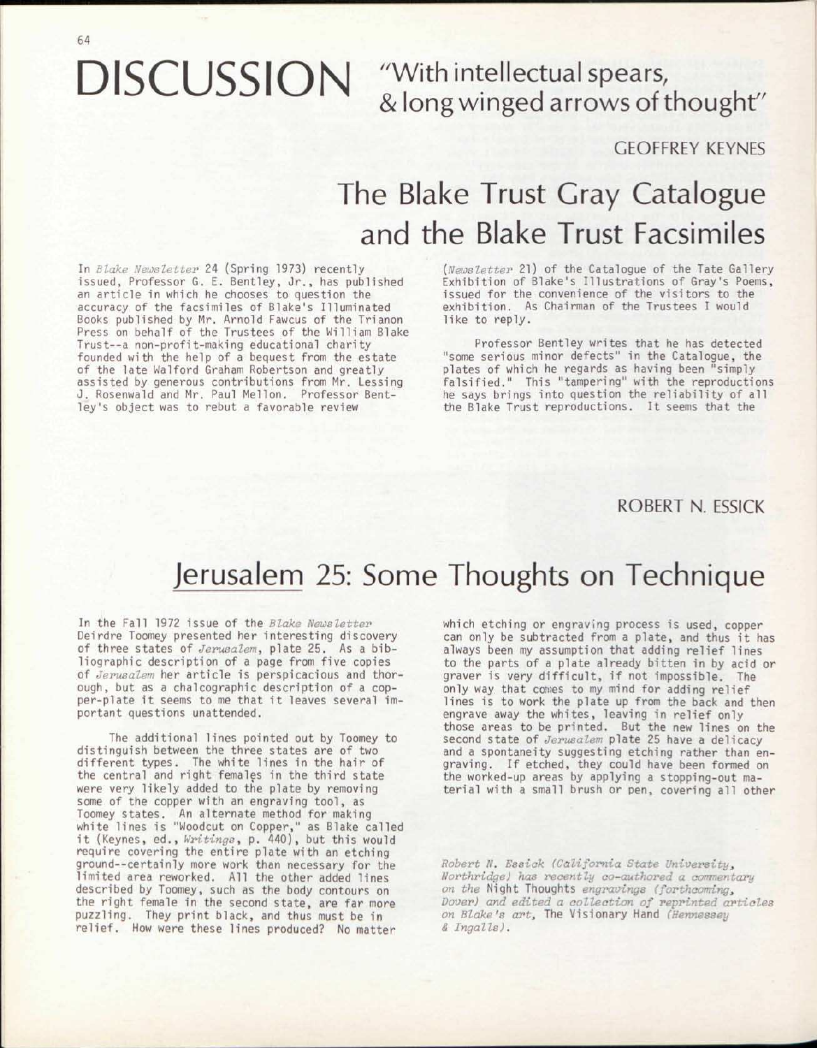# DISCUSSION

*"With intellectual spears, & long winged arrows of thought"*

GEOFFREY KEYNES

## The Blake Trust Gray Catalogue and the Blake Trust Facsimiles

In *Blake Newsletter* 24 (Spring 1973) recently issued, Professor G. E. Bentley, Jr., has published an article in which he chooses to question the accuracy of the facsimiles of Blake's Illuminated Books published by Mr. Arnold Fawcus of the Trianon Press on behalf of the Trustees of the William Blake Trust--a non-profit-making educational charity founded with the help of a bequest from the estate of the late Walford Graham Robertson and greatly assisted by generous contributions from Mr. Lessing J. Rosenwald and Mr. Paul Mellon. Professor Bentley's object was to rebut a favorable review (*Newsletter* 21) of the Catalogue of the Tate Gallery Exhibition of Blake's Illustrations of Gray's Poems, issued for the convenience of the visitors to the exhibition. As Chairman of the Trustees I would like to reply.

Professor Bentley writes that he has detected "some serious minor defects" in the Catalogue, the plates of which he regards as having been "simply falsified." This "tampering" with the reproductions he says brings into question the reliability of all the Blake Trust reproductions. It seems that the

ROBERT N. ESSICK

## Jerusalem 25: Some Thoughts on Technique

In the Fall 1972 issue of the *Blake Newsletter* Deirdre Toomey presented her interesting discovery of three states of *Jerusalem*, plate 25. As a bibliographic description of a page from five copies of *Jerusalem* her article is perspicacious and thorough, but as a chalcographic description of a copper-plate it seems to me that it leaves several important questions unattended.

The additional lines pointed out by Toomey to distinguish between the three states are of two different types. The white lines in the hair of the central and right females in the third state were very likely added to the plate by removing some of the copper with an engraving tool, as Toomey states. An alternate method for making white lines is "Woodcut on Copper," as Blake called it (Keynes, ed., *Writings*, p. 440), but this would require covering the entire plate with an etching ground--certainly more work than necessary for the limited area reworked. All the other added lines described by Toomey, such as the body contours on the right female in the second state, are far more puzzling. They print black, and thus must be in relief. How were these lines produced? No matter which etching or engraving process is used, copper can only be subtracted from a plate, and thus it has always been my assumption that adding relief lines to the parts of a plate already bitten in by acid or graver is very difficult, if not impossible. The only way that comes to my mind for adding relief lines is to work the plate up from the back and then engrave away the whites, leaving in relief only those areas to be printed. But the new lines on the second state of *Jerusalem* plate 25 have a delicacy and a spontaneity suggesting etching rather than engraving. If etched, they could have been formed on the worked-up areas by applying a stopping-out material with a small brush or pen, covering all other

*Robert N. Essick (California State University, Northridge) has recently co-authored a commentary on the* Night Thoughts *engravings (forthcoming, Dover) and edited a collection of reprinted articles on Blake's art,* The Visionary Hand *(Hennessey & Ingalls).*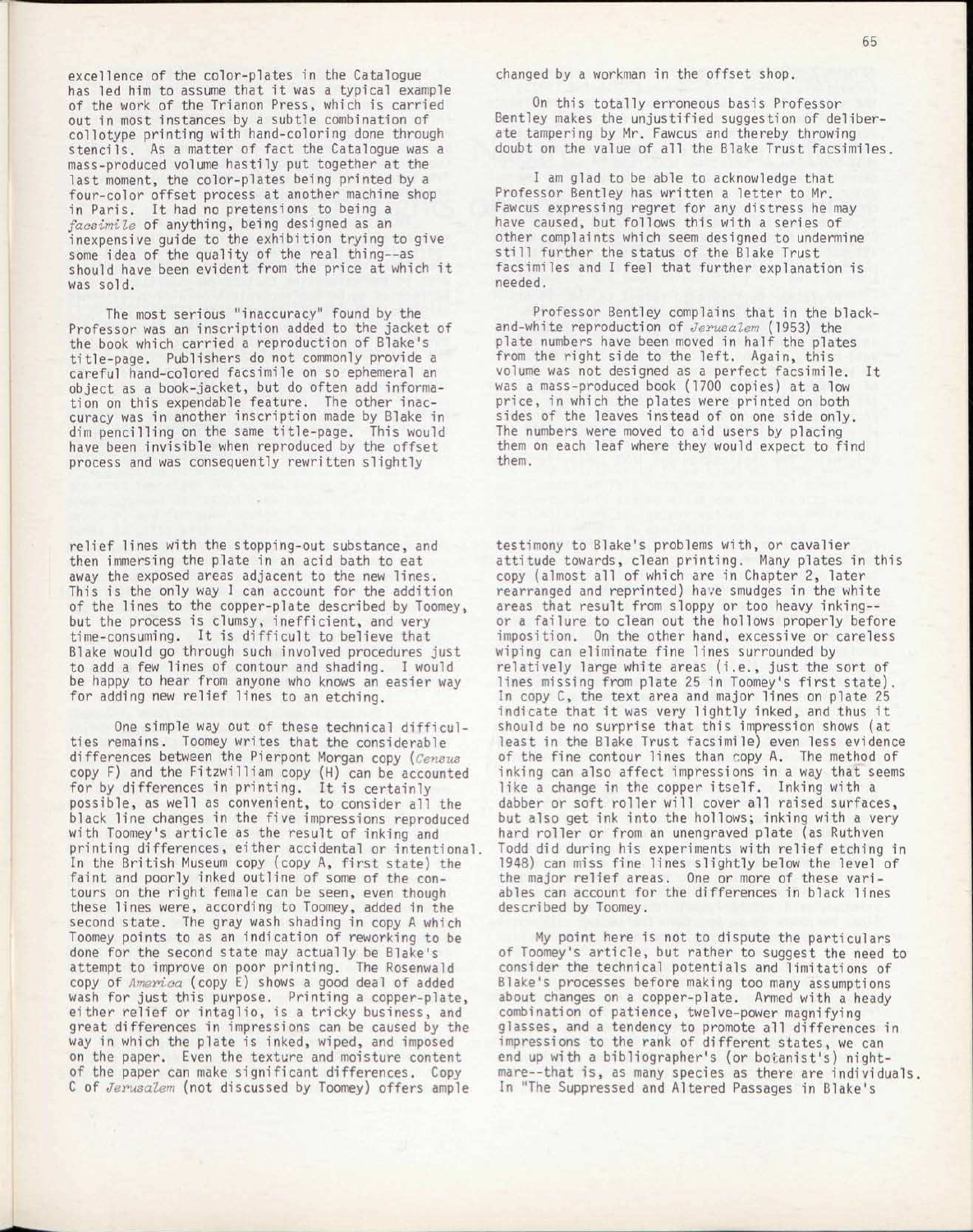excellence of the color-plates in the Catalogue has led him to assume that it was a typical example of the work of the Trianon Press, which is carried out in most instances by a subtle combination of collotype printing with hand-coloring done through stencils. As a matter of fact the Catalogue was a mass-produced volume hastily put together at the last moment, the color-plates being printed by a four-color offset process at another machine shop in Paris. It had no pretensions to being a *facsimile* of anything, being designed as an inexpensive guide to the exhibition trying to give some idea of the quality of the real thing--as should have been evident from the price at which it was sold.

The most serious "inaccuracy" found by the Professor was an inscription added to the jacket of the book which carried a reproduction of Blake's title-page. Publishers do not commonly provide a careful hand-colored facsimile on so ephemeral an object as a book-jacket, but do often add information on this expendable feature. The other inaccuracy was in another inscription made by Blake in dim pencilling on the same title-page. This would have been invisible when reproduced by the offset process and was consequently rewritten slightly changed by a workman in the offset shop.

On this totally erroneous basis Professor Bentley makes the unjustified suggestion of deliberate tampering by Mr. Fawcus and thereby throwing doubt on the value of all the Blake Trust facsimiles.

I am glad to be able to acknowledge that Professor Bentley has written a letter to Mr. Fawcus expressing regret for any distress he may have caused, but follows this with a series of other complaints which seem designed to undermine still further the status of the Blake Trust facsimiles and I feel that further explanation is needed.

Professor Bentley complains that in the black-and-white reproduction of *Jerusalem* (1953) the plate numbers have been moved in half the plates from the right side to the left. Again, this volume was not designed as a perfect facsimile. It was a mass-produced book (1700 copies) at a low price, in which the plates were printed on both sides of the leaves instead of on one side only. The numbers were moved to aid users by placing them on each leaf where they would expect to find them.

relief lines with the stopping-out substance, and then immersing the plate in an acid bath to eat away the exposed areas adjacent to the new lines. This is the only way I can account for the addition of the lines to the copper-plate described by Toomey, but the process is clumsy, inefficient, and very time-consuming. It is difficult to believe that Blake would go through such involved procedures just to add a few lines of contour and shading. I would be happy to hear from anyone who knows an easier way for adding new relief lines to an etching.

One simple way out of these technical difficulties remains. Toomey writes that the considerable differences between the Pierpont Morgan copy (*Census* copy F) and the Fitzwilliam copy (H) can be accounted for by differences in printing. It is certainly possible, as well as convenient, to consider all the black line changes in the five impressions reproduced with Toomey's article as the result of inking and printing differences, either accidental or intentional. In the British Museum copy (copy A, first state) the faint and poorly inked outline of some of the contours on the right female can be seen, even though these lines were, according to Toomey, added in the second state. The gray wash shading in copy A which Toomey points to as an indication of reworking to be done for the second state may actually be Blake's attempt to improve on poor printing. The Rosenwald copy of *America* (copy E) shows a good deal of added wash for just this purpose. Printing a copper-plate, either relief or intaglio, is a tricky business, and great differences in impressions can be caused by the way in which the plate is inked, wiped, and imposed on the paper. Even the texture and moisture content of the paper can make significant differences. Copy C of *Jerusalem* (not discussed by Toomey) offers ample testimony to Blake's problems with, or cavalier attitude towards, clean printing. Many plates in this copy (almost all of which are in Chapter 2, later rearranged and reprinted) have smudges in the white areas that result from sloppy or too heavy inking--or a failure to clean out the hollows properly before imposition. On the other hand, excessive or careless wiping can eliminate fine lines surrounded by relatively large white areas (i.e., just the sort of lines missing from plate 25 in Toomey's first state). In copy C, the text area and major lines on plate 25 indicate that it was very lightly inked, and thus it should be no surprise that this impression shows (at least in the Blake Trust facsimile) even less evidence of the fine contour lines than copy A. The method of inking can also affect impressions in a way that seems like a change in the copper itself. Inking with a dabber or soft roller will cover all raised surfaces, but also get ink into the hollows; inking with a very hard roller or from an unengraved plate (as Ruthven Todd did during his experiments with relief etching in 1948) can miss fine lines slightly below the level of the major relief areas. One or more of these variables can account for the differences in black lines described by Toomey.

My point here is not to dispute the particulars of Toomey's article, but rather to suggest the need to consider the technical potentials and limitations of Blake's processes before making too many assumptions about changes on a copper-plate. Armed with a heady combination of patience, twelve-power magnifying glasses, and a tendency to promote all differences in impressions to the rank of different states, we can end up with a bibliographer's (or botanist's) nightmare--that is, as many species as there are individuals. In "The Suppressed and Altered Passages in Blake's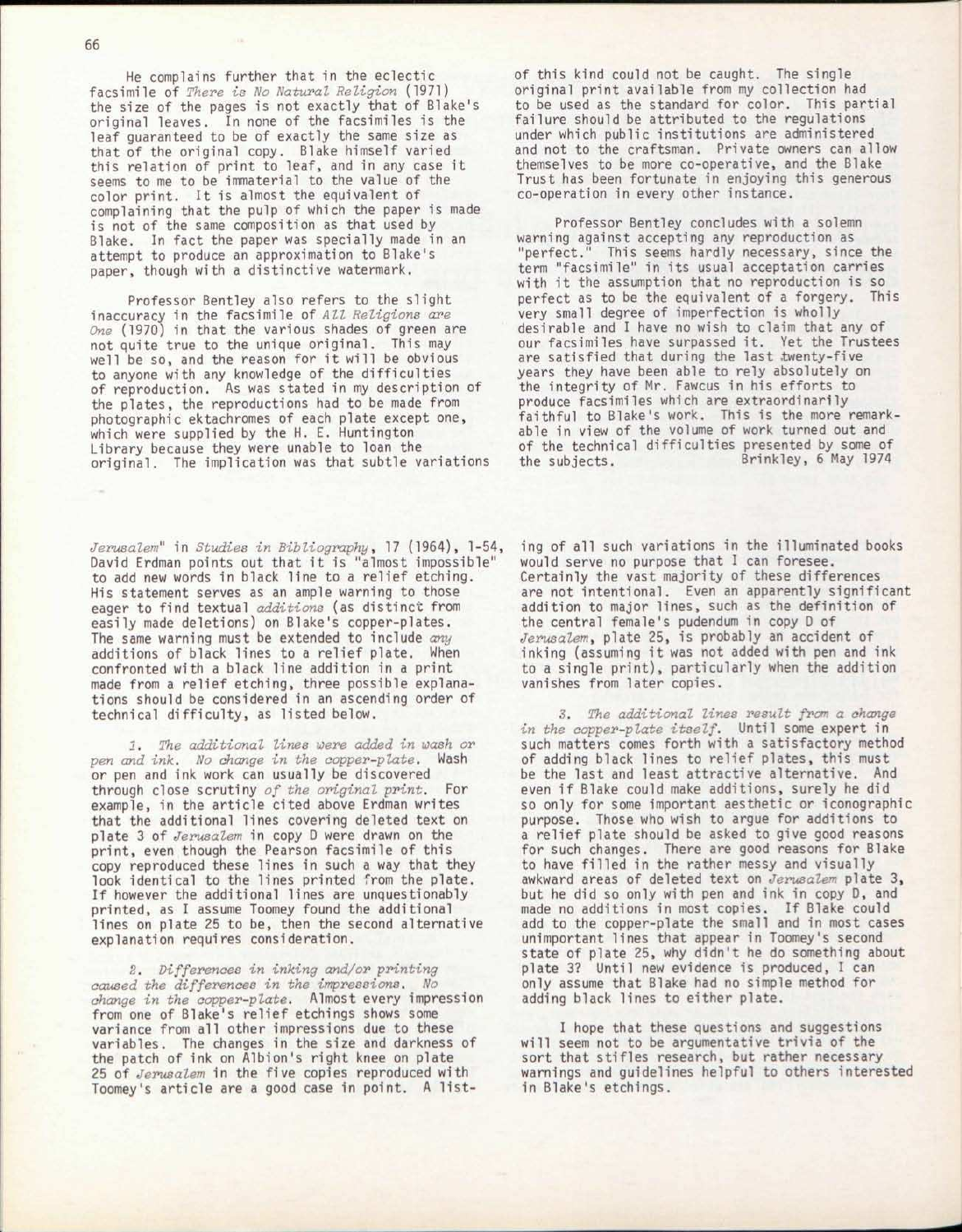He complains further that in the eclectic facsimile of *There is No Natural Religion* (1971) the size of the pages is not exactly that of Blake's original leaves. In none of the facsimiles is the leaf guaranteed to be of exactly the same size as that of the original copy. Blake himself varied this relation of print to leaf, and in any case it seems to me to be immaterial to the value of the color print. It is almost the equivalent of complaining that the pulp of which the paper is made is not of the same composition as that used by Blake. In fact the paper was specially made in an attempt to produce an approximation to Blake's paper, though with a distinctive watermark.

Professor Bentley also refers to the slight inaccuracy in the facsimile of *All Religions are One* (1970) in that the various shades of green are not quite true to the unique original. This may well be so, and the reason for it will be obvious to anyone with any knowledge of the difficulties of reproduction. As was stated in my description of the plates, the reproductions had to be made from photographic ektachromes of each plate except one, which were supplied by the H. E. Huntington Library because they were unable to loan the original. The implication was that subtle variations of this kind could not be caught. The single original print available from my collection had to be used as the standard for color. This partial failure should be attributed to the regulations under which public institutions are administered and not to the craftsman. Private owners can allow themselves to be more co-operative, and the Blake Trust has been fortunate in enjoying this generous co-operation in every other instance.

Professor Bentley concludes with a solemn warning against accepting any reproduction as "perfect." This seems hardly necessary, since the term "facsimile" in its usual acceptation carries with it the assumption that no reproduction is so perfect as to be the equivalent of a forgery. This very small degree of imperfection is wholly desirable and I have no wish to claim that any of our facsimiles have surpassed it. Yet the Trustees are satisfied that during the last twenty-five years they have been able to rely absolutely on the integrity of Mr. Fawcus in his efforts to produce facsimiles which are extraordinarily faithful to Blake's work. This is the more remarkable in view of the volume of work turned out and of the technical difficulties presented by some of the subjects.

Brinkley, 6 May 1974

---

*Jerusalem*" in *Studies in Bibliography*, 17 (1964), 1-54, David Erdman points out that it is "almost impossible" to add new words in black line to a relief etching. His statement serves as an ample warning to those eager to find textual *additions* (as distinct from easily made deletions) on Blake's copper-plates. The same warning must be extended to include *any* additions of black lines to a relief plate. When confronted with a black line addition in a print made from a relief etching, three possible explanations should be considered in an ascending order of technical difficulty, as listed below.

*1. The additional lines were added in wash or pen and ink. No change in the copper-plate.* Wash or pen and ink work can usually be discovered through close scrutiny *of the original print*. For example, in the article cited above Erdman writes that the additional lines covering deleted text on plate 3 of *Jerusalem* in copy D were drawn on the print, even though the Pearson facsimile of this copy reproduced these lines in such a way that they look identical to the lines printed from the plate. If however the additional lines are unquestionably printed, as I assume Toomey found the additional lines on plate 25 to be, then the second alternative explanation requires consideration.

*2. Differences in inking and/or printing caused the differences in the impressions. No change in the copper-plate.* Almost every impression from one of Blake's relief etchings shows some variance from all other impressions due to these variables. The changes in the size and darkness of the patch of ink on Albion's right knee on plate 25 of *Jerusalem* in the five copies reproduced with Toomey's article are a good case in point. A listing of all such variations in the illuminated books would serve no purpose that I can foresee. Certainly the vast majority of these differences are not intentional. Even an apparently significant addition to major lines, such as the definition of the central female's pudendum in copy D of *Jerusalem*, plate 25, is probably an accident of inking (assuming it was not added with pen and ink to a single print), particularly when the addition vanishes from later copies.

*3. The additional lines result from a change in the copper-plate itself.* Until some expert in such matters comes forth with a satisfactory method of adding black lines to relief plates, this must be the last and least attractive alternative. And even if Blake could make additions, surely he did so only for some important aesthetic or iconographic purpose. Those who wish to argue for additions to a relief plate should be asked to give good reasons for such changes. There are good reasons for Blake to have filled in the rather messy and visually awkward areas of deleted text on *Jerusalem* plate 3, but he did so only with pen and ink in copy D, and made no additions in most copies. If Blake could add to the copper-plate the small and in most cases unimportant lines that appear in Toomey's second state of plate 25, why didn't he do something about plate 3? Until new evidence is produced, I can only assume that Blake had no simple method for adding black lines to either plate.

I hope that these questions and suggestions will seem not to be argumentative trivia of the sort that stifles research, but rather necessary warnings and guidelines helpful to others interested in Blake's etchings.